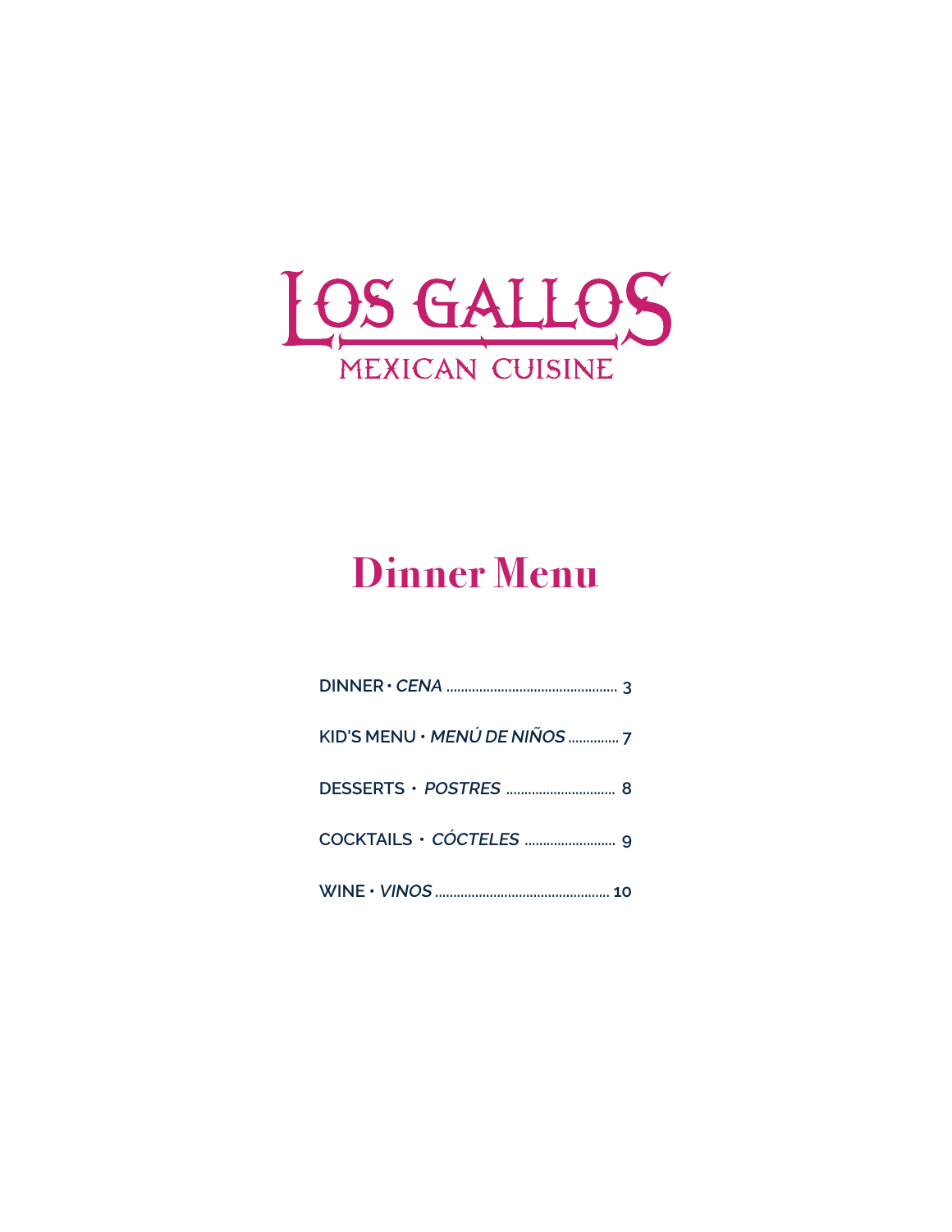# LOS GALLOS

MEXICAN CUISINE

## Dinner Menu

| | |
|---|---|
| **DINNER** • ***CENA*** | **3** |
| **KID'S MENU** • ***MENÚ DE NIÑOS*** | **7** |
| **DESSERTS** • ***POSTRES*** | **8** |
| **COCKTAILS** • ***CÓCTELES*** | **9** |
| **WINE** • ***VINOS*** | **10** |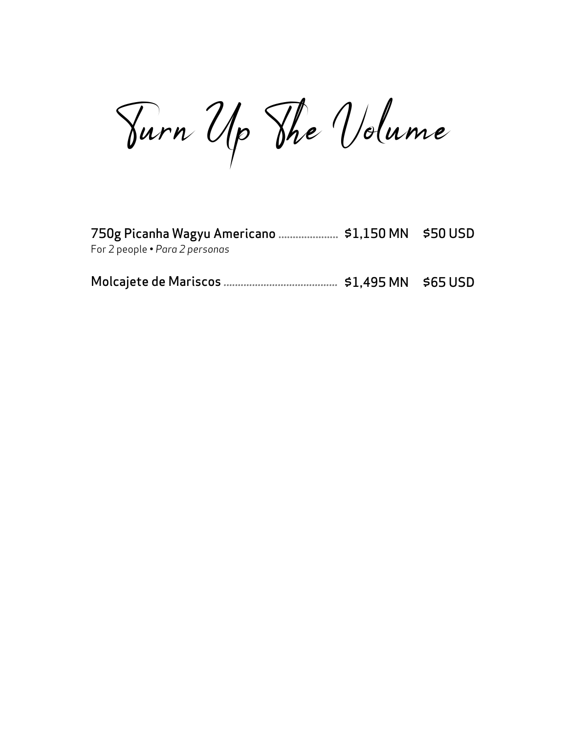# Turn Up The Volume

**750g Picanha Wagyu Americano** ..................... **$1,150 MN** **$50 USD**
For 2 people • *Para 2 personas*

**Molcajete de Mariscos** ........................................ **$1,495 MN** **$65 USD**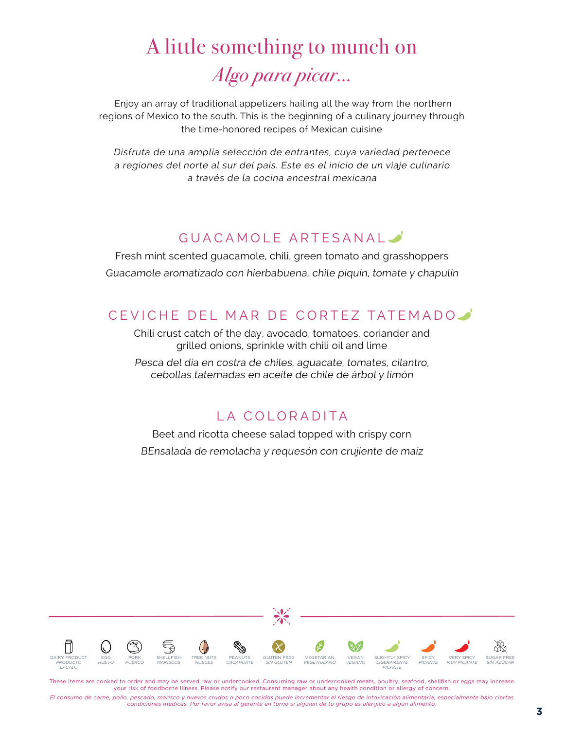# A little something to munch on

## *Algo para picar...*

Enjoy an array of traditional appetizers hailing all the way from the northern regions of Mexico to the south. This is the beginning of a culinary journey through the time-honored recipes of Mexican cuisine

*Disfruta de una amplia selección de entrantes, cuya variedad pertenece a regiones del norte al sur del país. Este es el inicio de un viaje culinario a través de la cocina ancestral mexicana*

### GUACAMOLE ARTESANAL

Fresh mint scented guacamole, chili, green tomato and grasshoppers

*Guacamole aromatizado con hierbabuena, chile piquín, tomate y chapulín*

### CEVICHE DEL MAR DE CORTEZ TATEMADO

Chili crust catch of the day, avocado, tomatoes, coriander and grilled onions, sprinkle with chili oil and lime

*Pesca del día en costra de chiles, aguacate, tomates, cilantro, cebollas tatemadas en aceite de chile de árbol y limón*

### LA COLORADITA

Beet and ricotta cheese salad topped with crispy corn

*BEnsalada de remolacha y requesón con crujiente de maíz*

---

DAIRY PRODUCT *PRODUCTO LÁCTEO* · EGG *HUEVO* · PORK *PUERCO* · SHELLFISH *MARISCOS* · TREE NUTS *NUECES* · PEANUTS *CACAHUATE* · GLUTEN FREE *SIN GLUTEN* · VEGETARIAN *VEGETARIANO* · VEGAN *VEGANO* · SLIGHTLY SPICY *LIGERAMENTE PICANTE* · SPICY *PICANTE* · VERY SPICY *MUY PICANTE* · SUGAR FREE *SIN AZÚCAR*

These items are cooked to order and may be served raw or undercooked. Consuming raw or undercooked meats, poultry, seafood, shellfish or eggs may increase your risk of foodborne illness. Please notify our restaurant manager about any health condition or allergy of concern.

*El consumo de carne, pollo, pescado, marisco y huevos crudos o poco cocidos puede incrementar el riesgo de intoxicación alimentaria, especialmente bajo ciertas condiciones médicas. Por favor avisa al gerente en turno si alguien de tu grupo es alérgico a algún alimento.*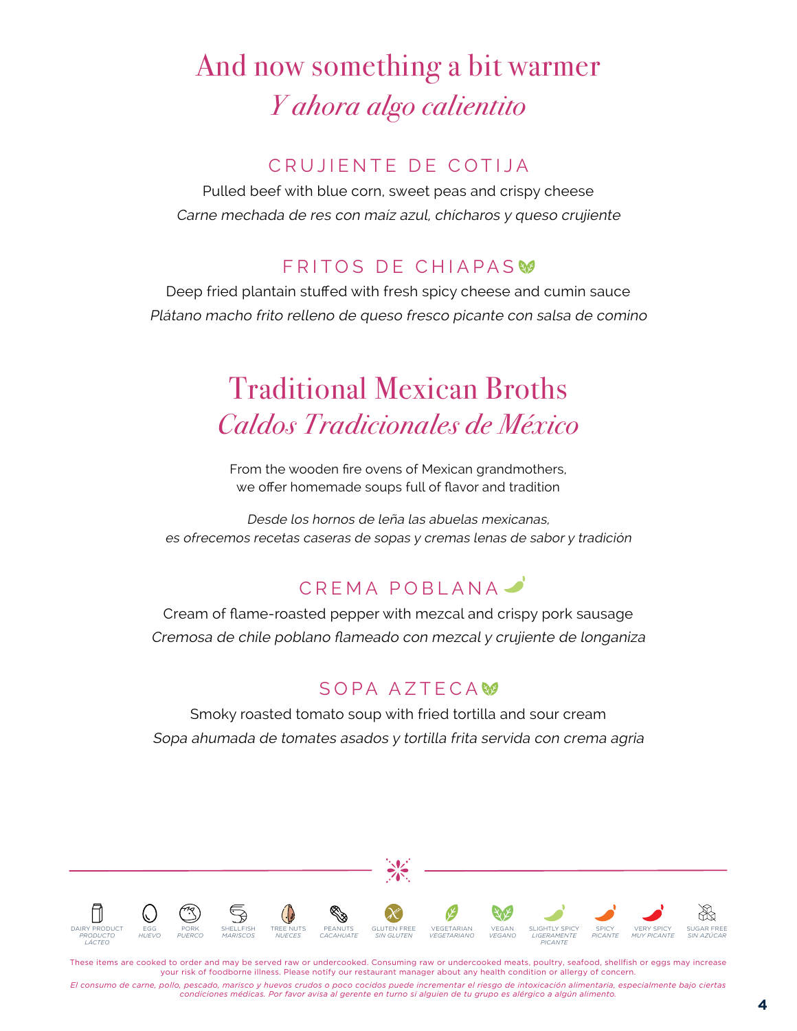# And now something a bit warmer
# *Y ahora algo calientito*

### CRUJIENTE DE COTIJA

Pulled beef with blue corn, sweet peas and crispy cheese

*Carne mechada de res con maíz azul, chícharos y queso crujiente*

### FRITOS DE CHIAPAS

Deep fried plantain stuffed with fresh spicy cheese and cumin sauce

*Plátano macho frito relleno de queso fresco picante con salsa de comino*

# Traditional Mexican Broths
# *Caldos Tradicionales de México*

From the wooden fire ovens of Mexican grandmothers,
we offer homemade soups full of flavor and tradition

*Desde los hornos de leña las abuelas mexicanas,*
*es ofrecemos recetas caseras de sopas y cremas lenas de sabor y tradición*

### CREMA POBLANA

Cream of flame-roasted pepper with mezcal and crispy pork sausage

*Cremosa de chile poblano flameado con mezcal y crujiente de longaniza*

### SOPA AZTECA

Smoky roasted tomato soup with fried tortilla and sour cream

*Sopa ahumada de tomates asados y tortilla frita servida con crema agria*

DAIRY PRODUCT *PRODUCTO LÁCTEO* · EGG *HUEVO* · PORK *PUERCO* · SHELLFISH *MARISCOS* · TREE NUTS *NUECES* · PEANUTS *CACAHUATE* · GLUTEN FREE *SIN GLUTEN* · VEGETARIAN *VEGETARIANO* · VEGAN *VEGANO* · SLIGHTLY SPICY *LIGERAMENTE PICANTE* · SPICY *PICANTE* · VERY SPICY *MUY PICANTE* · SUGAR FREE *SIN AZÚCAR*

These items are cooked to order and may be served raw or undercooked. Consuming raw or undercooked meats, poultry, seafood, shellfish or eggs may increase your risk of foodborne illness. Please notify our restaurant manager about any health condition or allergy of concern.

*El consumo de carne, pollo, pescado, marisco y huevos crudos o poco cocidos puede incrementar el riesgo de intoxicación alimentaria, especialmente bajo ciertas condiciones médicas. Por favor avisa al gerente en turno si alguien de tu grupo es alérgico a algún alimento.*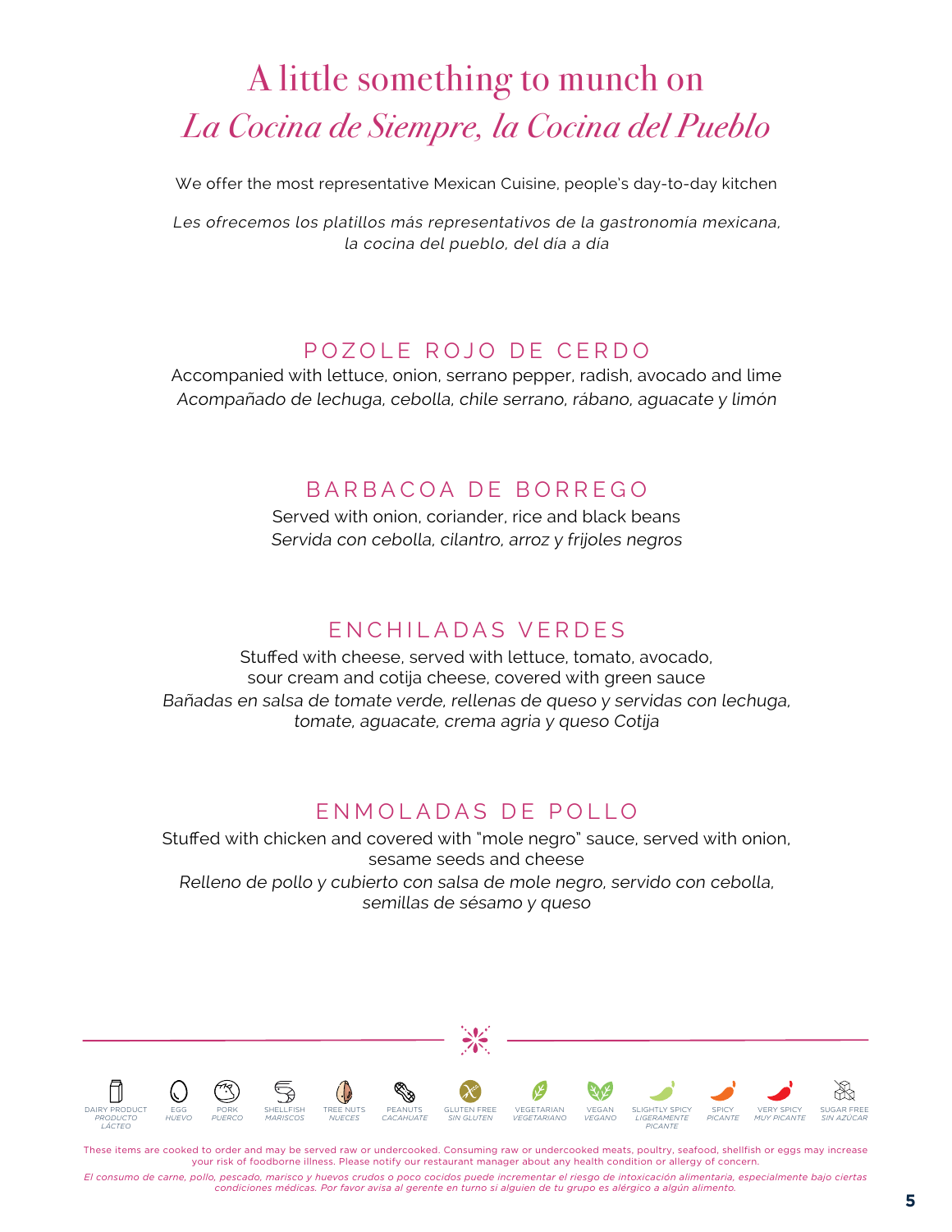# A little something to munch on

## *La Cocina de Siempre, la Cocina del Pueblo*

We offer the most representative Mexican Cuisine, people's day-to-day kitchen

*Les ofrecemos los platillos más representativos de la gastronomía mexicana, la cocina del pueblo, del día a día*

### POZOLE ROJO DE CERDO

Accompanied with lettuce, onion, serrano pepper, radish, avocado and lime
*Acompañado de lechuga, cebolla, chile serrano, rábano, aguacate y limón*

### BARBACOA DE BORREGO

Served with onion, coriander, rice and black beans
*Servida con cebolla, cilantro, arroz y frijoles negros*

### ENCHILADAS VERDES

Stuffed with cheese, served with lettuce, tomato, avocado, sour cream and cotija cheese, covered with green sauce
*Bañadas en salsa de tomate verde, rellenas de queso y servidas con lechuga, tomate, aguacate, crema agria y queso Cotija*

### ENMOLADAS DE POLLO

Stuffed with chicken and covered with "mole negro" sauce, served with onion, sesame seeds and cheese
*Relleno de pollo y cubierto con salsa de mole negro, servido con cebolla, semillas de sésamo y queso*

DAIRY PRODUCT *PRODUCTO LÁCTEO* · EGG *HUEVO* · PORK *PUERCO* · SHELLFISH *MARISCOS* · TREE NUTS *NUECES* · PEANUTS *CACAHUATE* · GLUTEN FREE *SIN GLUTEN* · VEGETARIAN *VEGETARIANO* · VEGAN *VEGANO* · SLIGHTLY SPICY *LIGERAMENTE PICANTE* · SPICY *PICANTE* · VERY SPICY *MUY PICANTE* · SUGAR FREE *SIN AZÚCAR*

These items are cooked to order and may be served raw or undercooked. Consuming raw or undercooked meats, poultry, seafood, shellfish or eggs may increase your risk of foodborne illness. Please notify our restaurant manager about any health condition or allergy of concern.

*El consumo de carne, pollo, pescado, marisco y huevos crudos o poco cocidos puede incrementar el riesgo de intoxicación alimentaria, especialmente bajo ciertas condiciones médicas. Por favor avisa al gerente en turno si alguien de tu grupo es alérgico a algún alimento.*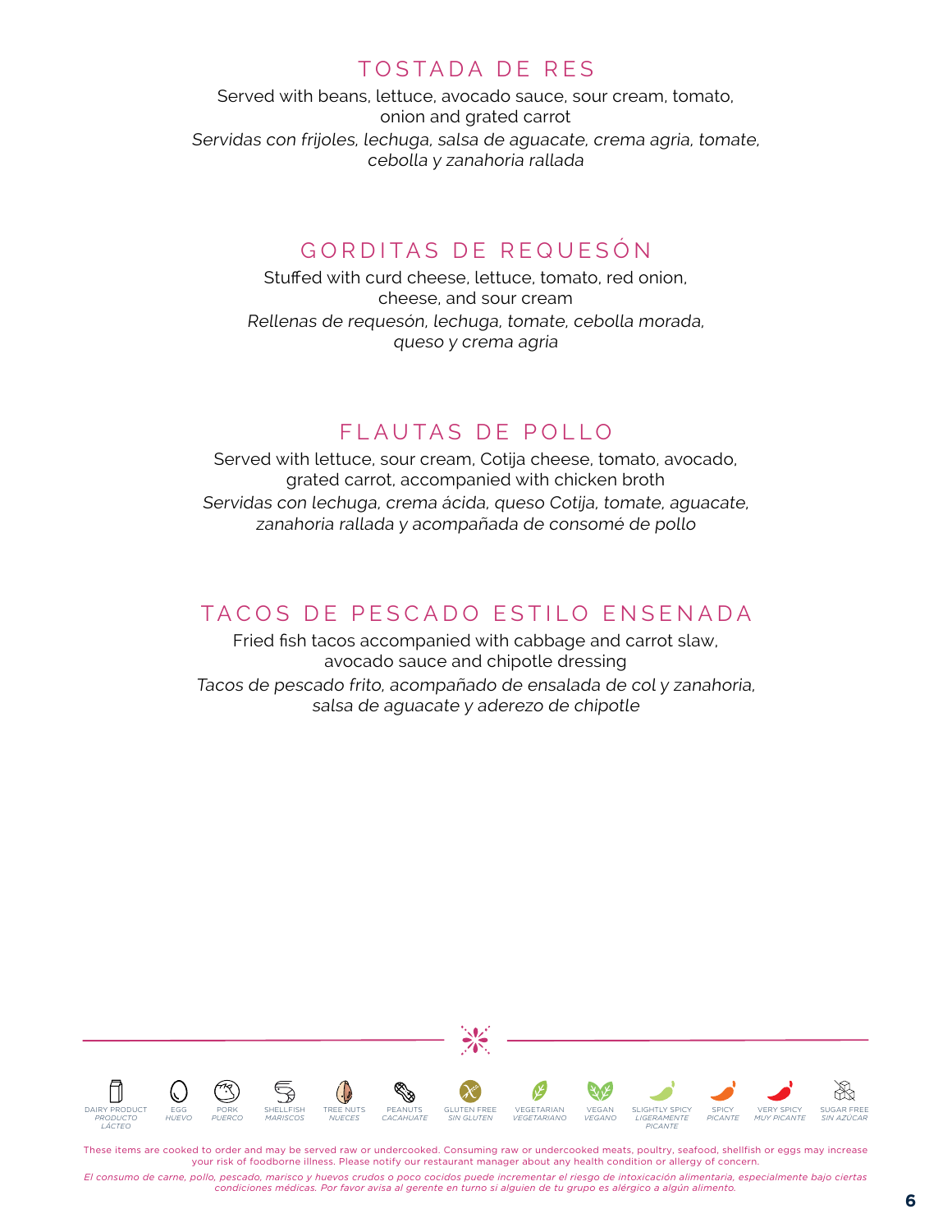## TOSTADA DE RES

Served with beans, lettuce, avocado sauce, sour cream, tomato, onion and grated carrot

*Servidas con frijoles, lechuga, salsa de aguacate, crema agria, tomate, cebolla y zanahoria rallada*

## GORDITAS DE REQUESÓN

Stuffed with curd cheese, lettuce, tomato, red onion, cheese, and sour cream

*Rellenas de requesón, lechuga, tomate, cebolla morada, queso y crema agria*

## FLAUTAS DE POLLO

Served with lettuce, sour cream, Cotija cheese, tomato, avocado, grated carrot, accompanied with chicken broth

*Servidas con lechuga, crema ácida, queso Cotija, tomate, aguacate, zanahoria rallada y acompañada de consomé de pollo*

## TACOS DE PESCADO ESTILO ENSENADA

Fried fish tacos accompanied with cabbage and carrot slaw, avocado sauce and chipotle dressing

*Tacos de pescado frito, acompañado de ensalada de col y zanahoria, salsa de aguacate y aderezo de chipotle*

DAIRY PRODUCT *PRODUCTO LÁCTEO* · EGG *HUEVO* · PORK *PUERCO* · SHELLFISH *MARISCOS* · TREE NUTS *NUECES* · PEANUTS *CACAHUATE* · GLUTEN FREE *SIN GLUTEN* · VEGETARIAN *VEGETARIANO* · VEGAN *VEGANO* · SLIGHTLY SPICY *LIGERAMENTE PICANTE* · SPICY *PICANTE* · VERY SPICY *MUY PICANTE* · SUGAR FREE *SIN AZÚCAR*

These items are cooked to order and may be served raw or undercooked. Consuming raw or undercooked meats, poultry, seafood, shellfish or eggs may increase your risk of foodborne illness. Please notify our restaurant manager about any health condition or allergy of concern.

*El consumo de carne, pollo, pescado, marisco y huevos crudos o poco cocidos puede incrementar el riesgo de intoxicación alimentaria, especialmente bajo ciertas condiciones médicas. Por favor avisa al gerente en turno si alguien de tu grupo es alérgico a algún alimento.*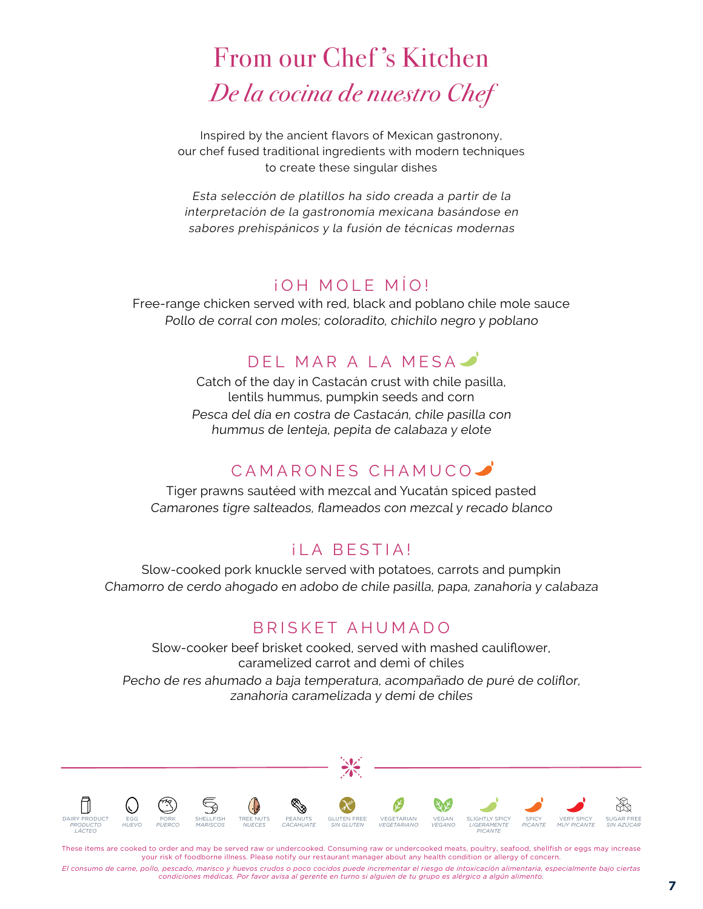# From our Chef's Kitchen
## *De la cocina de nuestro Chef*

Inspired by the ancient flavors of Mexican gastronony,
our chef fused traditional ingredients with modern techniques
to create these singular dishes

*Esta selección de platillos ha sido creada a partir de la interpretación de la gastronomía mexicana basándose en sabores prehispánicos y la fusión de técnicas modernas*

### ¡OH MOLE MÍO!

Free-range chicken served with red, black and poblano chile mole sauce
*Pollo de corral con moles; coloradito, chichilo negro y poblano*

### DEL MAR A LA MESA

Catch of the day in Castacán crust with chile pasilla, lentils hummus, pumpkin seeds and corn
*Pesca del día en costra de Castacán, chile pasilla con hummus de lenteja, pepita de calabaza y elote*

### CAMARONES CHAMUCO

Tiger prawns sautéed with mezcal and Yucatán spiced pasted
*Camarones tigre salteados, flameados con mezcal y recado blanco*

### ¡LA BESTIA!

Slow-cooked pork knuckle served with potatoes, carrots and pumpkin
*Chamorro de cerdo ahogado en adobo de chile pasilla, papa, zanahoria y calabaza*

### BRISKET AHUMADO

Slow-cooker beef brisket cooked, served with mashed cauliflower, caramelized carrot and demi of chiles
*Pecho de res ahumado a baja temperatura, acompañado de puré de coliflor, zanahoria caramelizada y demi de chiles*

DAIRY PRODUCT *PRODUCTO LÁCTEO* | EGG *HUEVO* | PORK *PUERCO* | SHELLFISH *MARISCOS* | TREE NUTS *NUECES* | PEANUTS *CACAHUATE* | GLUTEN FREE *SIN GLUTEN* | VEGETARIAN *VEGETARIANO* | VEGAN *VEGANO* | SLIGHTLY SPICY *LIGERAMENTE PICANTE* | SPICY *PICANTE* | VERY SPICY *MUY PICANTE* | SUGAR FREE *SIN AZÚCAR*

These items are cooked to order and may be served raw or undercooked. Consuming raw or undercooked meats, poultry, seafood, shellfish or eggs may increase your risk of foodborne illness. Please notify our restaurant manager about any health condition or allergy of concern.

*El consumo de carne, pollo, pescado, marisco y huevos crudos o poco cocidos puede incrementar el riesgo de intoxicación alimentaria, especialmente bajo ciertas condiciones médicas. Por favor avisa al gerente en turno si alguien de tu grupo es alérgico a algún alimento.*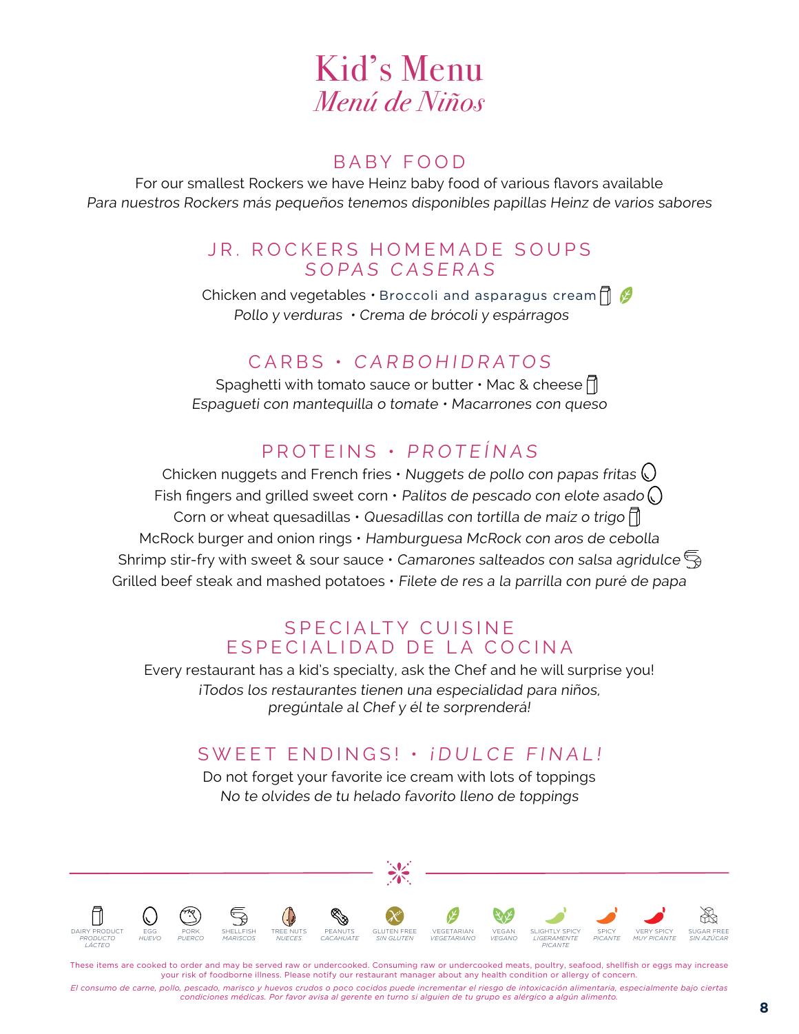# Kid's Menu
## *Menú de Niños*

### BABY FOOD

For our smallest Rockers we have Heinz baby food of various flavors available
*Para nuestros Rockers más pequeños tenemos disponibles papillas Heinz de varios sabores*

### JR. ROCKERS HOMEMADE SOUPS
### *SOPAS CASERAS*

Chicken and vegetables • Broccoli and asparagus cream
*Pollo y verduras • Crema de brócoli y espárragos*

### CARBS • *CARBOHIDRATOS*

Spaghetti with tomato sauce or butter • Mac & cheese
*Espagueti con mantequilla o tomate • Macarrones con queso*

### PROTEINS • *PROTEÍNAS*

Chicken nuggets and French fries • *Nuggets de pollo con papas fritas*
Fish fingers and grilled sweet corn • *Palitos de pescado con elote asado*
Corn or wheat quesadillas • *Quesadillas con tortilla de maíz o trigo*
McRock burger and onion rings • *Hamburguesa McRock con aros de cebolla*
Shrimp stir-fry with sweet & sour sauce • *Camarones salteados con salsa agridulce*
Grilled beef steak and mashed potatoes • *Filete de res a la parrilla con puré de papa*

### SPECIALTY CUISINE
### ESPECIALIDAD DE LA COCINA

Every restaurant has a kid's specialty, ask the Chef and he will surprise you!
*¡Todos los restaurantes tienen una especialidad para niños, pregúntale al Chef y él te sorprenderá!*

### SWEET ENDINGS! • *¡DULCE FINAL!*

Do not forget your favorite ice cream with lots of toppings
*No te olvides de tu helado favorito lleno de toppings*

DAIRY PRODUCT *PRODUCTO LÁCTEO* · EGG *HUEVO* · PORK *PUERCO* · SHELLFISH *MARISCOS* · TREE NUTS *NUECES* · PEANUTS *CACAHUATE* · GLUTEN FREE *SIN GLUTEN* · VEGETARIAN *VEGETARIANO* · VEGAN *VEGANO* · SLIGHTLY SPICY *LIGERAMENTE PICANTE* · SPICY *PICANTE* · VERY SPICY *MUY PICANTE* · SUGAR FREE *SIN AZÚCAR*

These items are cooked to order and may be served raw or undercooked. Consuming raw or undercooked meats, poultry, seafood, shellfish or eggs may increase your risk of foodborne illness. Please notify our restaurant manager about any health condition or allergy of concern.

*El consumo de carne, pollo, pescado, marisco y huevos crudos o poco cocidos puede incrementar el riesgo de intoxicación alimentaria, especialmente bajo ciertas condiciones médicas. Por favor avisa al gerente en turno si alguien de tu grupo es alérgico a algún alimento.*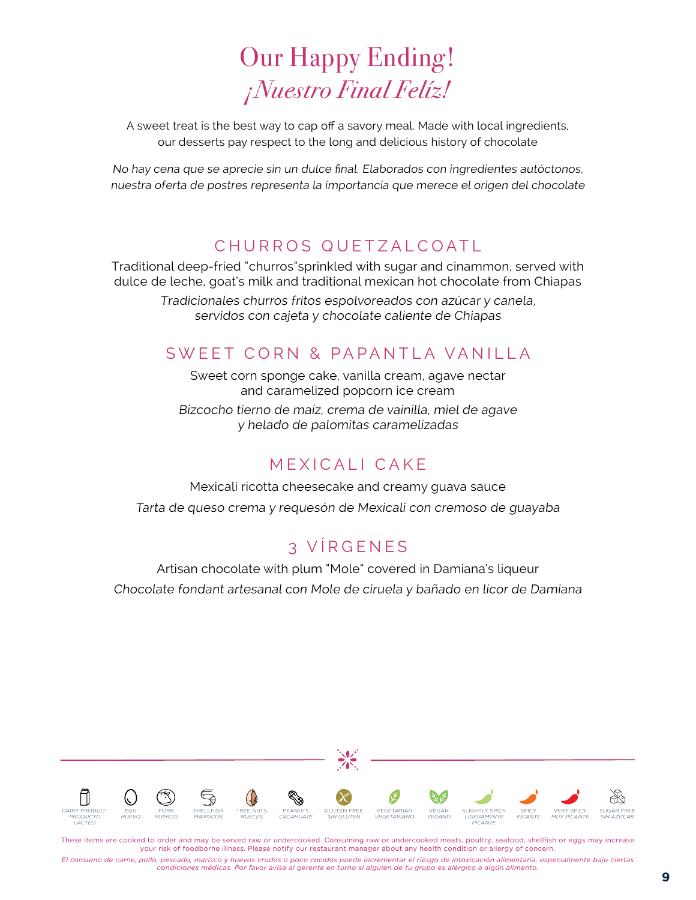# Our Happy Ending!
# *¡Nuestro Final Felíz!*

A sweet treat is the best way to cap off a savory meal. Made with local ingredients, our desserts pay respect to the long and delicious history of chocolate

*No hay cena que se aprecie sin un dulce final. Elaborados con ingredientes autóctonos, nuestra oferta de postres representa la importancia que merece el origen del chocolate*

## CHURROS QUETZALCOATL

Traditional deep-fried "churros"sprinkled with sugar and cinammon, served with dulce de leche, goat's milk and traditional mexican hot chocolate from Chiapas

*Tradicionales churros fritos espolvoreados con azúcar y canela, servidos con cajeta y chocolate caliente de Chiapas*

## SWEET CORN & PAPANTLA VANILLA

Sweet corn sponge cake, vanilla cream, agave nectar and caramelized popcorn ice cream

*Bizcocho tierno de maíz, crema de vainilla, miel de agave y helado de palomitas caramelizadas*

## MEXICALI CAKE

Mexicali ricotta cheesecake and creamy guava sauce

*Tarta de queso crema y requesón de Mexicali con cremoso de guayaba*

## 3 VÍRGENES

Artisan chocolate with plum "Mole" covered in Damiana's liqueur

*Chocolate fondant artesanal con Mole de ciruela y bañado en licor de Damiana*

DAIRY PRODUCT *PRODUCTO LÁCTEO* | EGG *HUEVO* | PORK *PUERCO* | SHELLFISH *MARISCOS* | TREE NUTS *NUECES* | PEANUTS *CACAHUATE* | GLUTEN FREE *SIN GLUTEN* | VEGETARIAN *VEGETARIANO* | VEGAN *VEGANO* | SLIGHTLY SPICY *LIGERAMENTE PICANTE* | SPICY *PICANTE* | VERY SPICY *MUY PICANTE* | SUGAR FREE *SIN AZÚCAR*

These items are cooked to order and may be served raw or undercooked. Consuming raw or undercooked meats, poultry, seafood, shellfish or eggs may increase your risk of foodborne illness. Please notify our restaurant manager about any health condition or allergy of concern.

*El consumo de carne, pollo, pescado, marisco y huevos crudos o poco cocidos puede incrementar el riesgo de intoxicación alimentaria, especialmente bajo ciertas condiciones médicas. Por favor avisa al gerente en turno si alguien de tu grupo es alérgico a algún alimento.*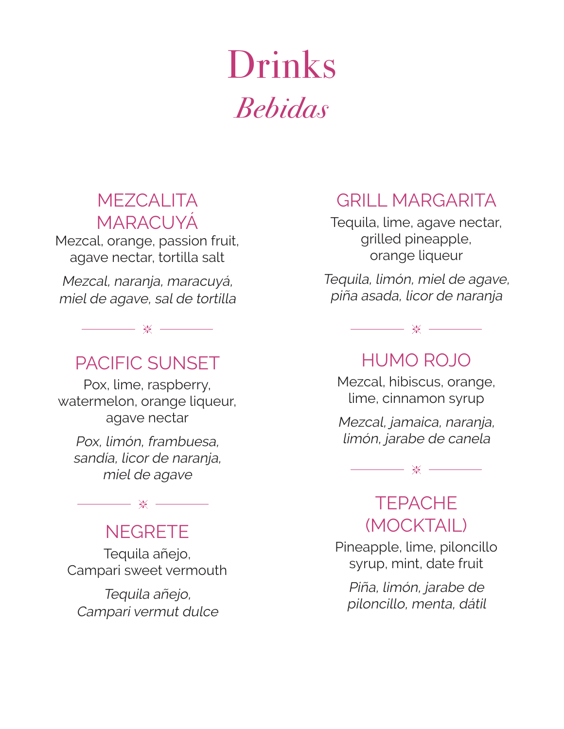# Drinks

## *Bebidas*

### MEZCALITA MARACUYÁ

Mezcal, orange, passion fruit, agave nectar, tortilla salt

*Mezcal, naranja, maracuyá, miel de agave, sal de tortilla*

### PACIFIC SUNSET

Pox, lime, raspberry, watermelon, orange liqueur, agave nectar

*Pox, limón, frambuesa, sandía, licor de naranja, miel de agave*

### NEGRETE

Tequila añejo, Campari sweet vermouth

*Tequila añejo, Campari vermut dulce*

### GRILL MARGARITA

Tequila, lime, agave nectar, grilled pineapple, orange liqueur

*Tequila, limón, miel de agave, piña asada, licor de naranja*

### HUMO ROJO

Mezcal, hibiscus, orange, lime, cinnamon syrup

*Mezcal, jamaica, naranja, limón, jarabe de canela*

### TEPACHE (MOCKTAIL)

Pineapple, lime, piloncillo syrup, mint, date fruit

*Piña, limón, jarabe de piloncillo, menta, dátil*